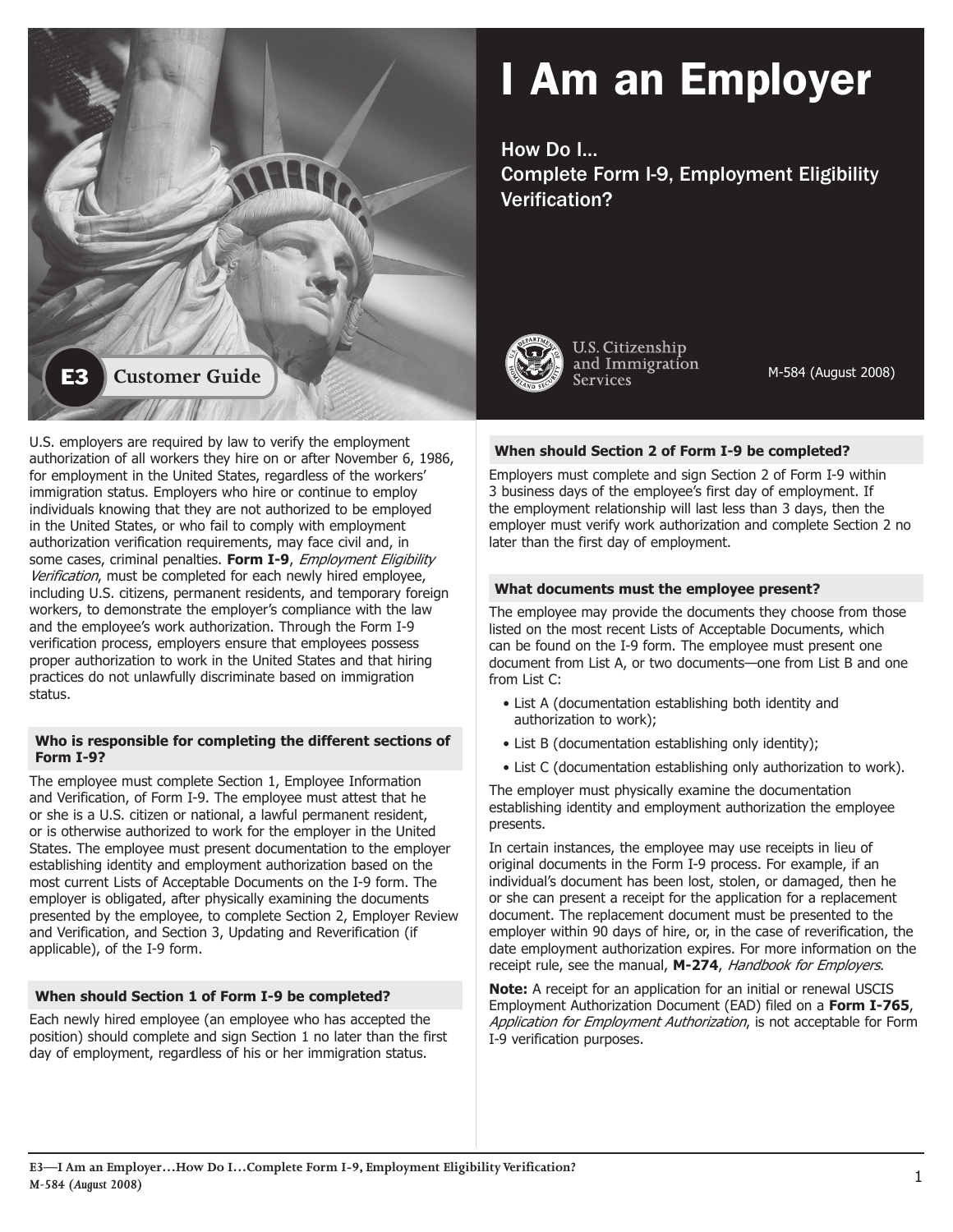# I Am an Employer

## How Do I... Complete Form I-9, Employment Eligibility Verification?

E3 Customer Guide

U.S. Citizenship and Immigration Services

M-584 (August 2008)

U.S. employers are required by law to verify the employment authorization of all workers they hire on or after November 6, 1986, for employment in the United States, regardless of the workers' immigration status. Employers who hire or continue to employ individuals knowing that they are not authorized to be employed in the United States, or who fail to comply with employment authorization verification requirements, may face civil and, in some cases, criminal penalties. **Form I-9**, *Employment Eligibility Verification*, must be completed for each newly hired employee, including U.S. citizens, permanent residents, and temporary foreign workers, to demonstrate the employer's compliance with the law and the employee's work authorization. Through the Form I-9 verification process, employers ensure that employees possess proper authorization to work in the United States and that hiring practices do not unlawfully discriminate based on immigration status.

### Who is responsible for completing the different sections of Form I-9?

The employee must complete Section 1, Employee Information and Verification, of Form I-9. The employee must attest that he or she is a U.S. citizen or national, a lawful permanent resident, or is otherwise authorized to work for the employer in the United States. The employee must present documentation to the employer establishing identity and employment authorization based on the most current Lists of Acceptable Documents on the I-9 form. The employer is obligated, after physically examining the documents presented by the employee, to complete Section 2, Employer Review and Verification, and Section 3, Updating and Reverification (if applicable), of the I-9 form.

### When should Section 1 of Form I-9 be completed?

Each newly hired employee (an employee who has accepted the position) should complete and sign Section 1 no later than the first day of employment, regardless of his or her immigration status.

### When should Section 2 of Form I-9 be completed?

Employers must complete and sign Section 2 of Form I-9 within 3 business days of the employee's first day of employment. If the employment relationship will last less than 3 days, then the employer must verify work authorization and complete Section 2 no later than the first day of employment.

### What documents must the employee present?

The employee may provide the documents they choose from those listed on the most recent Lists of Acceptable Documents, which can be found on the I-9 form. The employee must present one document from List A, or two documents—one from List B and one from List C:

- List A (documentation establishing both identity and authorization to work);
- List B (documentation establishing only identity);
- List C (documentation establishing only authorization to work).

The employer must physically examine the documentation establishing identity and employment authorization the employee presents.

In certain instances, the employee may use receipts in lieu of original documents in the Form I-9 process. For example, if an individual's document has been lost, stolen, or damaged, then he or she can present a receipt for the application for a replacement document. The replacement document must be presented to the employer within 90 days of hire, or, in the case of reverification, the date employment authorization expires. For more information on the receipt rule, see the manual, **M-274**, *Handbook for Employers*.

**Note:** A receipt for an application for an initial or renewal USCIS Employment Authorization Document (EAD) filed on a **Form I-765**, *Application for Employment Authorization*, is not acceptable for Form I-9 verification purposes.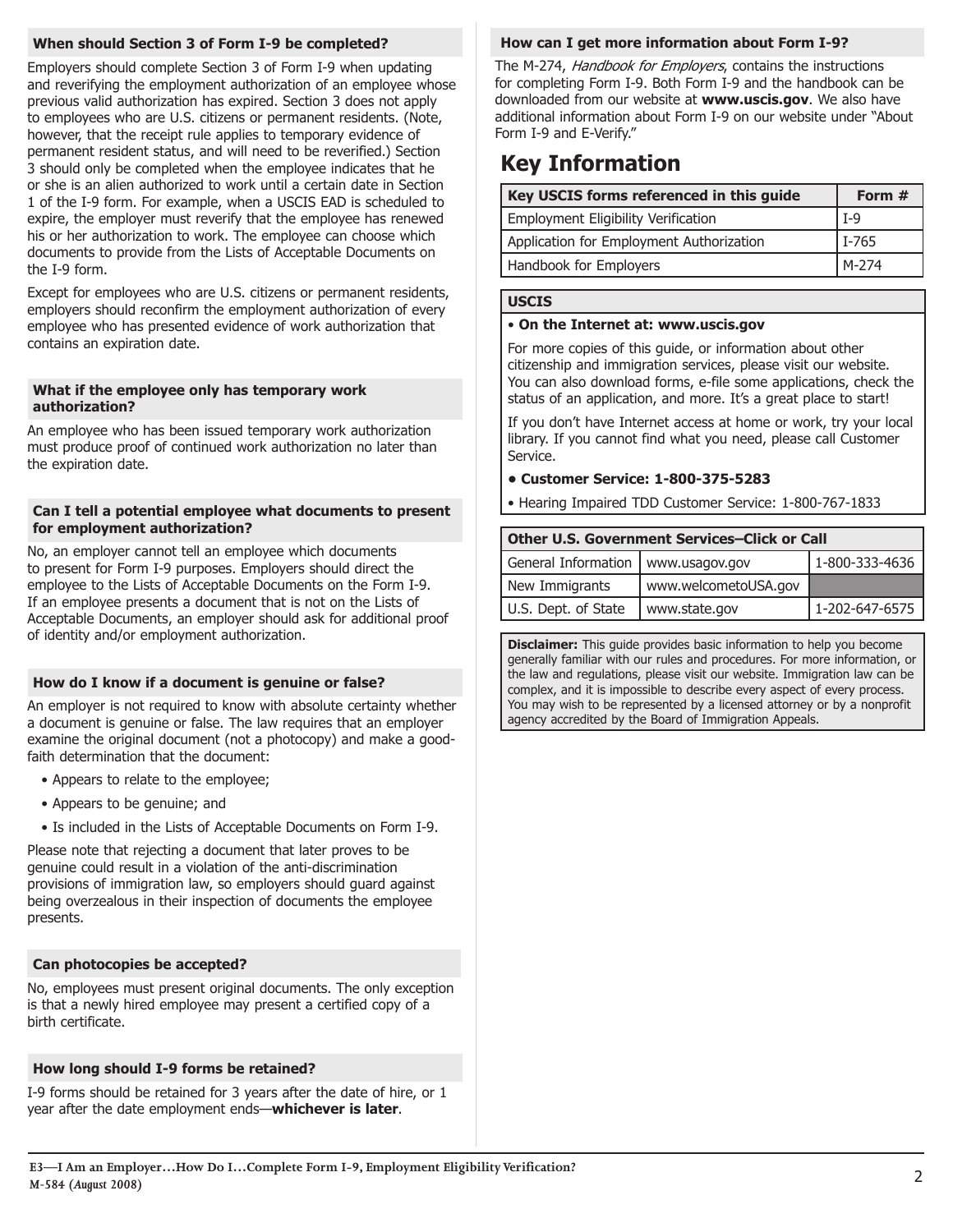### When should Section 3 of Form I-9 be completed?

Employers should complete Section 3 of Form I-9 when updating and reverifying the employment authorization of an employee whose previous valid authorization has expired. Section 3 does not apply to employees who are U.S. citizens or permanent residents. (Note, however, that the receipt rule applies to temporary evidence of permanent resident status, and will need to be reverified.) Section 3 should only be completed when the employee indicates that he or she is an alien authorized to work until a certain date in Section 1 of the I-9 form. For example, when a USCIS EAD is scheduled to expire, the employer must reverify that the employee has renewed his or her authorization to work. The employee can choose which documents to provide from the Lists of Acceptable Documents on the I-9 form.

Except for employees who are U.S. citizens or permanent residents, employers should reconfirm the employment authorization of every employee who has presented evidence of work authorization that contains an expiration date.

### What if the employee only has temporary work authorization?

An employee who has been issued temporary work authorization must produce proof of continued work authorization no later than the expiration date.

### Can I tell a potential employee what documents to present for employment authorization?

No, an employer cannot tell an employee which documents to present for Form I-9 purposes. Employers should direct the employee to the Lists of Acceptable Documents on the Form I-9. If an employee presents a document that is not on the Lists of Acceptable Documents, an employer should ask for additional proof of identity and/or employment authorization.

### How do I know if a document is genuine or false?

An employer is not required to know with absolute certainty whether a document is genuine or false. The law requires that an employer examine the original document (not a photocopy) and make a good-faith determination that the document:

- Appears to relate to the employee;
- Appears to be genuine; and
- Is included in the Lists of Acceptable Documents on Form I-9.

Please note that rejecting a document that later proves to be genuine could result in a violation of the anti-discrimination provisions of immigration law, so employers should guard against being overzealous in their inspection of documents the employee presents.

### Can photocopies be accepted?

No, employees must present original documents. The only exception is that a newly hired employee may present a certified copy of a birth certificate.

### How long should I-9 forms be retained?

I-9 forms should be retained for 3 years after the date of hire, or 1 year after the date employment ends—**whichever is later**.

### How can I get more information about Form I-9?

The M-274, *Handbook for Employers*, contains the instructions for completing Form I-9. Both Form I-9 and the handbook can be downloaded from our website at **www.uscis.gov**. We also have additional information about Form I-9 on our website under "About Form I-9 and E-Verify."

## Key Information

| Key USCIS forms referenced in this guide | Form # |
|---|---|
| Employment Eligibility Verification | I-9 |
| Application for Employment Authorization | I-765 |
| Handbook for Employers | M-274 |

**USCIS**

- **On the Internet at: www.uscis.gov**

For more copies of this guide, or information about other citizenship and immigration services, please visit our website. You can also download forms, e-file some applications, check the status of an application, and more. It's a great place to start!

If you don't have Internet access at home or work, try your local library. If you cannot find what you need, please call Customer Service.

- **Customer Service: 1-800-375-5283**
- Hearing Impaired TDD Customer Service: 1-800-767-1833

| Other U.S. Government Services–Click or Call | | |
|---|---|---|
| General Information | www.usagov.gov | 1-800-333-4636 |
| New Immigrants | www.welcometoUSA.gov | |
| U.S. Dept. of State | www.state.gov | 1-202-647-6575 |

**Disclaimer:** This guide provides basic information to help you become generally familiar with our rules and procedures. For more information, or the law and regulations, please visit our website. Immigration law can be complex, and it is impossible to describe every aspect of every process. You may wish to be represented by a licensed attorney or by a nonprofit agency accredited by the Board of Immigration Appeals.